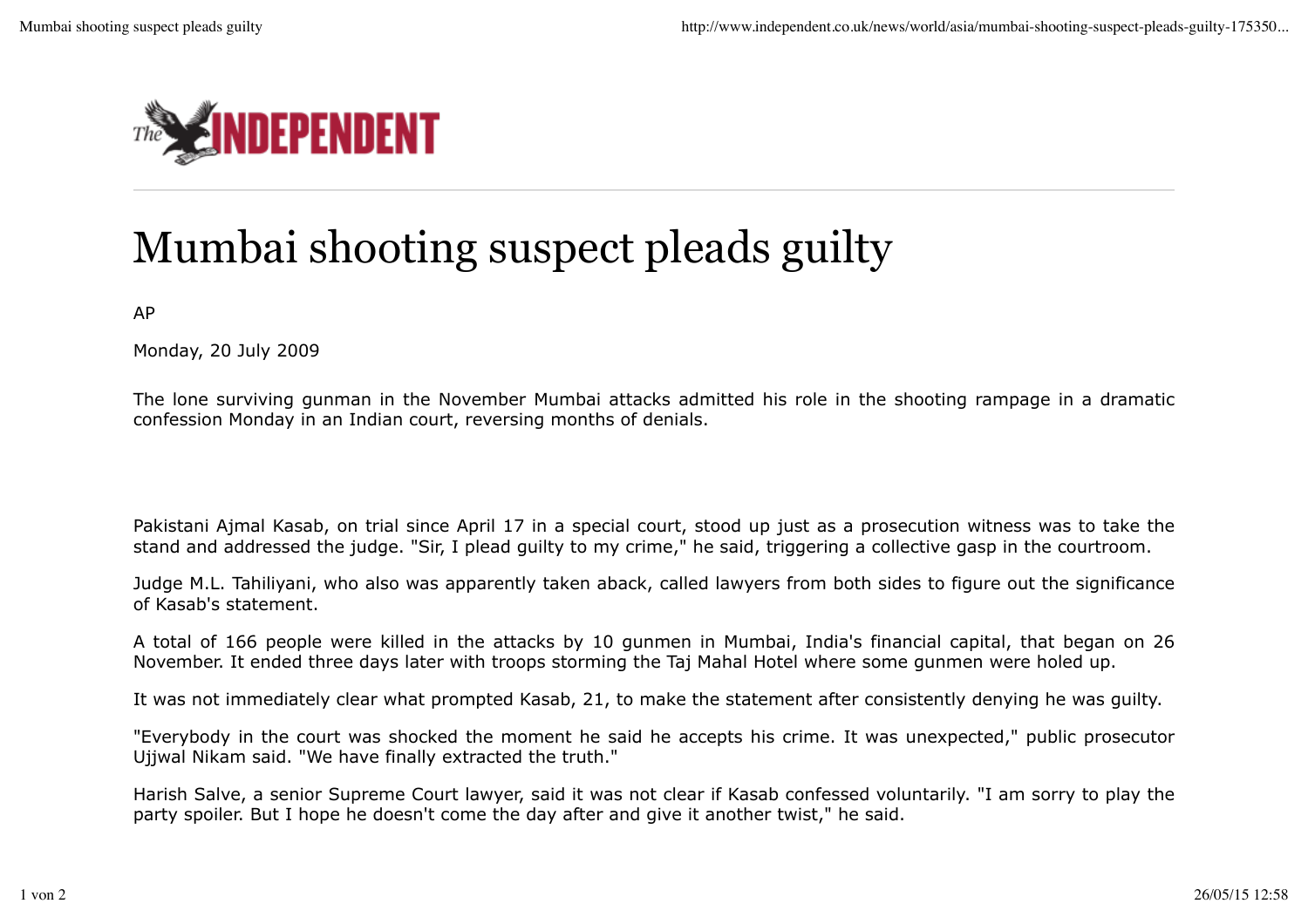# Mumbai shooting suspect pleads guilty

AP

Monday, 20 July 2009

The lone surviving gunman in the November Mumbai attacks admitted his role in the shooting rampage in a dramatic confession Monday in an Indian court, reversing months of denials.

Pakistani Ajmal Kasab, on trial since April 17 in a special court, stood up just as a prosecution witness was to take the stand and addressed the judge. "Sir, I plead guilty to my crime," he said, triggering a collective gasp in the courtroom.

Judge M.L. Tahiliyani, who also was apparently taken aback, called lawyers from both sides to figure out the significance of Kasab's statement.

A total of 166 people were killed in the attacks by 10 gunmen in Mumbai, India's financial capital, that began on 26 November. It ended three days later with troops storming the Taj Mahal Hotel where some gunmen were holed up.

It was not immediately clear what prompted Kasab, 21, to make the statement after consistently denying he was guilty.

"Everybody in the court was shocked the moment he said he accepts his crime. It was unexpected," public prosecutor Ujjwal Nikam said. "We have finally extracted the truth."

Harish Salve, a senior Supreme Court lawyer, said it was not clear if Kasab confessed voluntarily. "I am sorry to play the party spoiler. But I hope he doesn't come the day after and give it another twist," he said.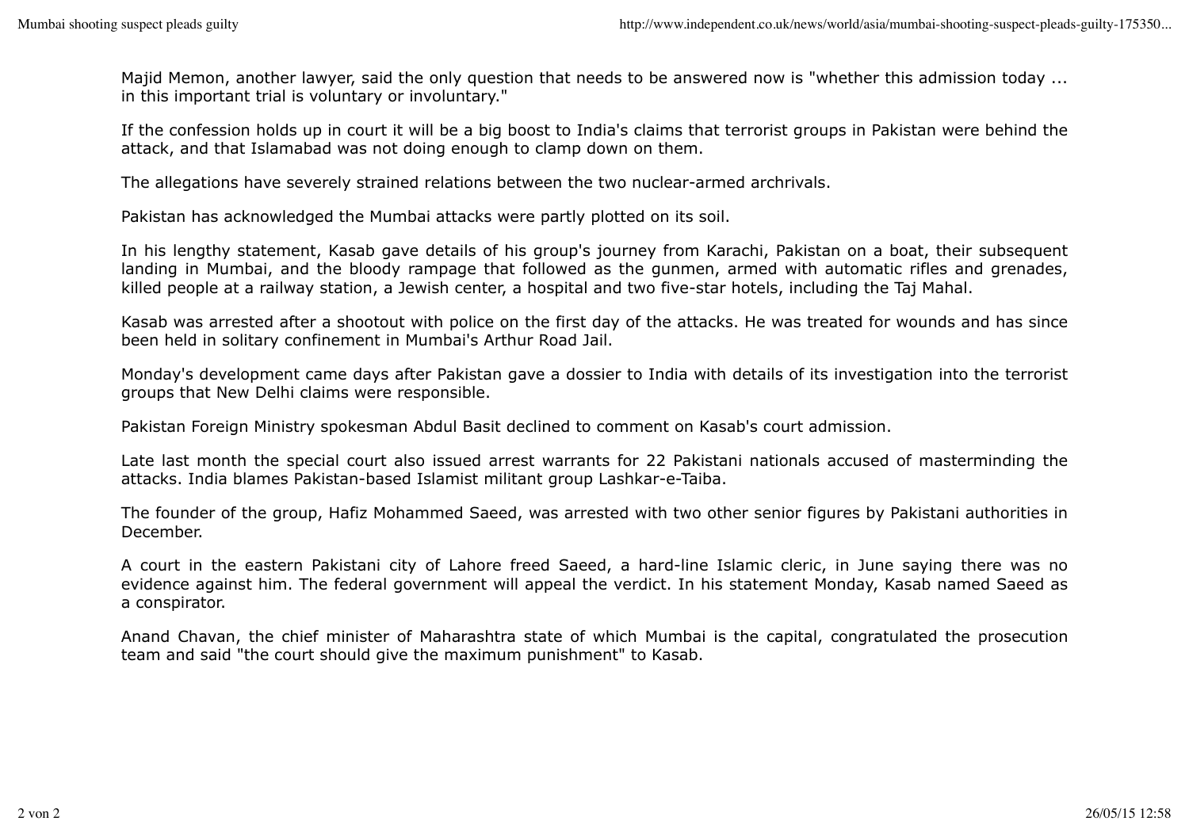Majid Memon, another lawyer, said the only question that needs to be answered now is "whether this admission today ... in this important trial is voluntary or involuntary."

If the confession holds up in court it will be a big boost to India's claims that terrorist groups in Pakistan were behind the attack, and that Islamabad was not doing enough to clamp down on them.

The allegations have severely strained relations between the two nuclear-armed archrivals.

Pakistan has acknowledged the Mumbai attacks were partly plotted on its soil.

In his lengthy statement, Kasab gave details of his group's journey from Karachi, Pakistan on a boat, their subsequent landing in Mumbai, and the bloody rampage that followed as the gunmen, armed with automatic rifles and grenades, killed people at a railway station, a Jewish center, a hospital and two five-star hotels, including the Taj Mahal.

Kasab was arrested after a shootout with police on the first day of the attacks. He was treated for wounds and has since been held in solitary confinement in Mumbai's Arthur Road Jail.

Monday's development came days after Pakistan gave a dossier to India with details of its investigation into the terrorist groups that New Delhi claims were responsible.

Pakistan Foreign Ministry spokesman Abdul Basit declined to comment on Kasab's court admission.

Late last month the special court also issued arrest warrants for 22 Pakistani nationals accused of masterminding the attacks. India blames Pakistan-based Islamist militant group Lashkar-e-Taiba.

The founder of the group, Hafiz Mohammed Saeed, was arrested with two other senior figures by Pakistani authorities in December.

A court in the eastern Pakistani city of Lahore freed Saeed, a hard-line Islamic cleric, in June saying there was no evidence against him. The federal government will appeal the verdict. In his statement Monday, Kasab named Saeed as a conspirator.

Anand Chavan, the chief minister of Maharashtra state of which Mumbai is the capital, congratulated the prosecution team and said "the court should give the maximum punishment" to Kasab.